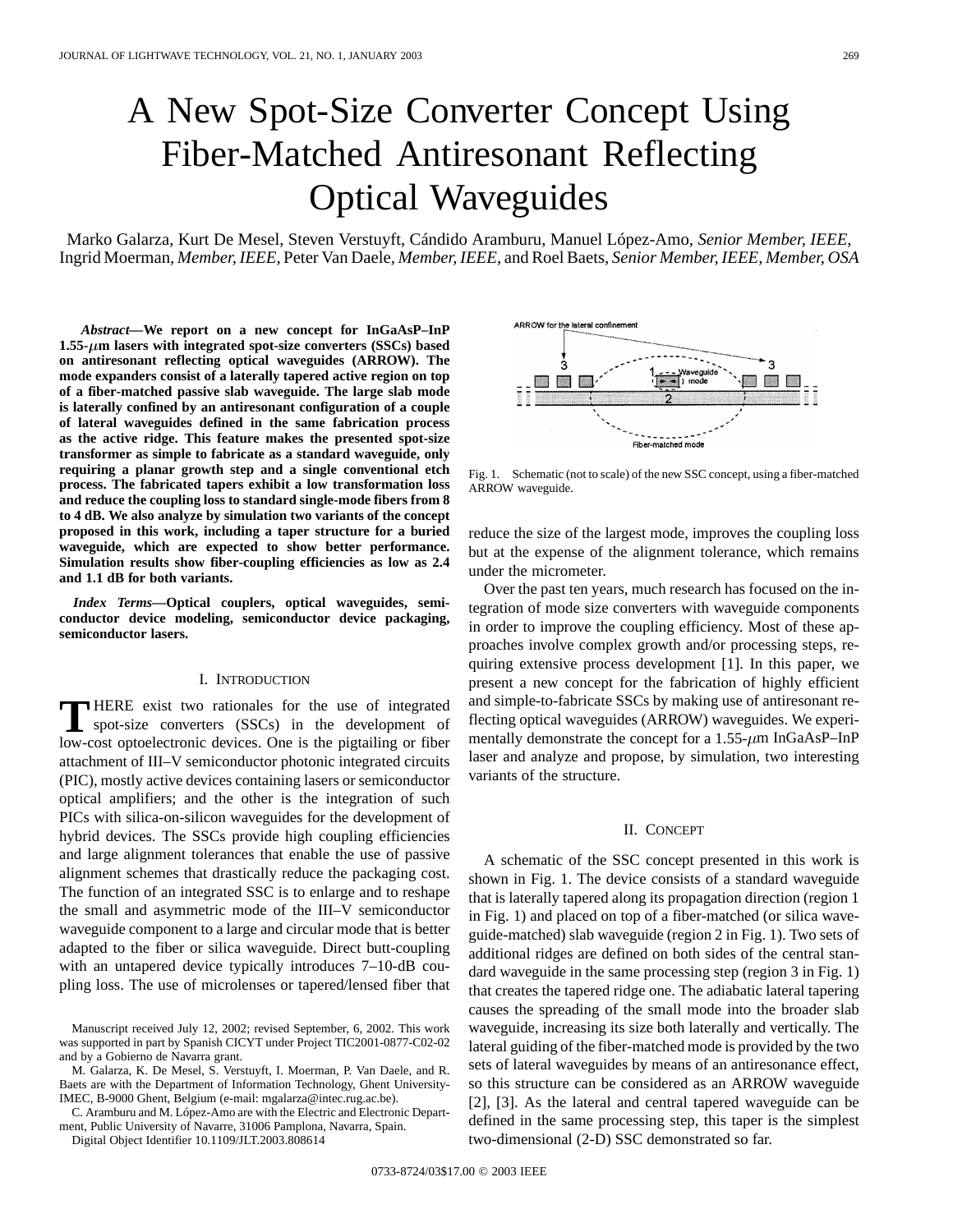# A New Spot-Size Converter Concept Using Fiber-Matched Antiresonant Reflecting Optical Waveguides

Marko Galarza, Kurt De Mesel, Steven Verstuyft, Cándido Aramburu, Manuel López-Amo, *Senior Member, IEEE*, Ingrid Moerman, *Member, IEEE*, Peter Van Daele, *Member, IEEE*, and Roel Baets, *Senior Member, IEEE, Member, OSA*

***Abstract*—We report on a new concept for InGaAsP–InP 1.55-$\mu$m lasers with integrated spot-size converters (SSCs) based on antiresonant reflecting optical waveguides (ARROW). The mode expanders consist of a laterally tapered active region on top of a fiber-matched passive slab waveguide. The large slab mode is laterally confined by an antiresonant configuration of a couple of lateral waveguides defined in the same fabrication process as the active ridge. This feature makes the presented spot-size transformer as simple to fabricate as a standard waveguide, only requiring a planar growth step and a single conventional etch process. The fabricated tapers exhibit a low transformation loss and reduce the coupling loss to standard single-mode fibers from 8 to 4 dB. We also analyze by simulation two variants of the concept proposed in this work, including a taper structure for a buried waveguide, which are expected to show better performance. Simulation results show fiber-coupling efficiencies as low as 2.4 and 1.1 dB for both variants.**

***Index Terms*—Optical couplers, optical waveguides, semiconductor device modeling, semiconductor device packaging, semiconductor lasers.**

## I. Introduction

There exist two rationales for the use of integrated spot-size converters (SSCs) in the development of low-cost optoelectronic devices. One is the pigtailing or fiber attachment of III–V semiconductor photonic integrated circuits (PIC), mostly active devices containing lasers or semiconductor optical amplifiers; and the other is the integration of such PICs with silica-on-silicon waveguides for the development of hybrid devices. The SSCs provide high coupling efficiencies and large alignment tolerances that enable the use of passive alignment schemes that drastically reduce the packaging cost. The function of an integrated SSC is to enlarge and to reshape the small and asymmetric mode of the III–V semiconductor waveguide component to a large and circular mode that is better adapted to the fiber or silica waveguide. Direct butt-coupling with an untapered device typically introduces 7–10-dB coupling loss. The use of microlenses or tapered/lensed fiber that reduce the size of the largest mode, improves the coupling loss but at the expense of the alignment tolerance, which remains under the micrometer.

Over the past ten years, much research has focused on the integration of mode size converters with waveguide components in order to improve the coupling efficiency. Most of these approaches involve complex growth and/or processing steps, requiring extensive process development [1]. In this paper, we present a new concept for the fabrication of highly efficient and simple-to-fabricate SSCs by making use of antiresonant reflecting optical waveguides (ARROW) waveguides. We experimentally demonstrate the concept for a 1.55-$\mu$m InGaAsP–InP laser and analyze and propose, by simulation, two interesting variants of the structure.

Manuscript received July 12, 2002; revised September, 6, 2002. This work was supported in part by Spanish CICYT under Project TIC2001-0877-C02-02 and by a Gobierno de Navarra grant.

M. Galarza, K. De Mesel, S. Verstuyft, I. Moerman, P. Van Daele, and R. Baets are with the Department of Information Technology, Ghent University-IMEC, B-9000 Ghent, Belgium (e-mail: mgalarza@intec.rug.ac.be).

C. Aramburu and M. López-Amo are with the Electric and Electronic Department, Public University of Navarre, 31006 Pamplona, Navarra, Spain.

Digital Object Identifier 10.1109/JLT.2003.808614

Fig. 1. Schematic (not to scale) of the new SSC concept, using a fiber-matched ARROW waveguide.

## II. Concept

A schematic of the SSC concept presented in this work is shown in Fig. 1. The device consists of a standard waveguide that is laterally tapered along its propagation direction (region 1 in Fig. 1) and placed on top of a fiber-matched (or silica waveguide-matched) slab waveguide (region 2 in Fig. 1). Two sets of additional ridges are defined on both sides of the central standard waveguide in the same processing step (region 3 in Fig. 1) that creates the tapered ridge one. The adiabatic lateral tapering causes the spreading of the small mode into the broader slab waveguide, increasing its size both laterally and vertically. The lateral guiding of the fiber-matched mode is provided by the two sets of lateral waveguides by means of an antiresonance effect, so this structure can be considered as an ARROW waveguide [2], [3]. As the lateral and central tapered waveguide can be defined in the same processing step, this taper is the simplest two-dimensional (2-D) SSC demonstrated so far.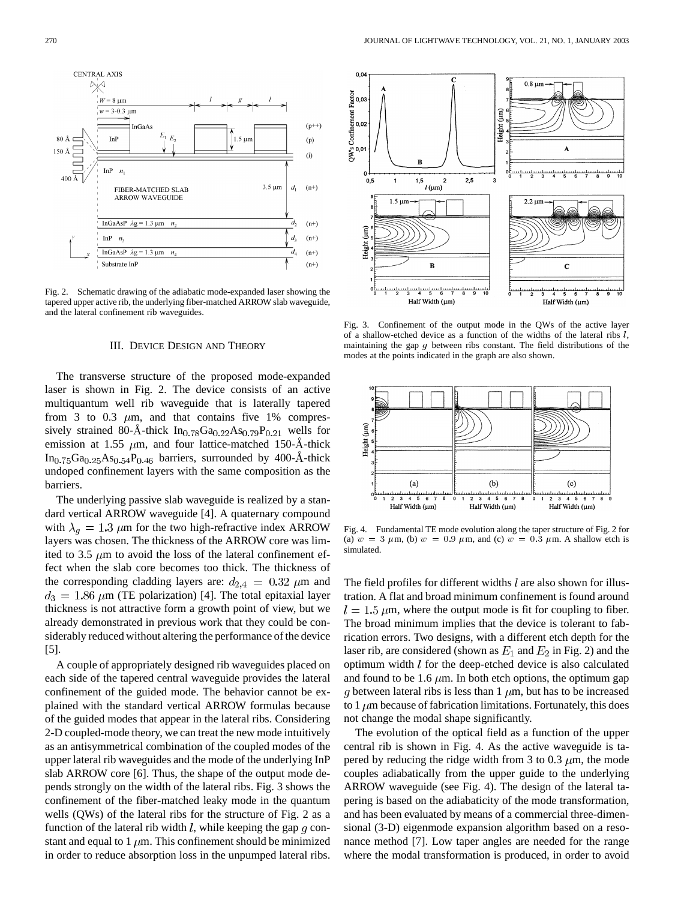Fig. 2. Schematic drawing of the adiabatic mode-expanded laser showing the tapered upper active rib, the underlying fiber-matched ARROW slab waveguide, and the lateral confinement rib waveguides.

## III. Device Design and Theory

The transverse structure of the proposed mode-expanded laser is shown in Fig. 2. The device consists of an active multiquantum well rib waveguide that is laterally tapered from 3 to 0.3 $\mu$m, and that contains five 1% compressively strained 80-Å-thick $In_{0.78}Ga_{0.22}As_{0.79}P_{0.21}$ wells for emission at 1.55 $\mu$m, and four lattice-matched 150-Å-thick $In_{0.75}Ga_{0.25}As_{0.54}P_{0.46}$ barriers, surrounded by 400-Å-thick undoped confinement layers with the same composition as the barriers.

The underlying passive slab waveguide is realized by a standard vertical ARROW waveguide [4]. A quaternary compound with $\lambda_g = 1.3$ $\mu$m for the two high-refractive index ARROW layers was chosen. The thickness of the ARROW core was limited to 3.5 $\mu$m to avoid the loss of the lateral confinement effect when the slab core becomes too thick. The thickness of the corresponding cladding layers are: $d_{2,4} = 0.32$ $\mu$m and $d_3 = 1.86$ $\mu$m (TE polarization) [4]. The total epitaxial layer thickness is not attractive form a growth point of view, but we already demonstrated in previous work that they could be considerably reduced without altering the performance of the device [5].

A couple of appropriately designed rib waveguides placed on each side of the tapered central waveguide provides the lateral confinement of the guided mode. The behavior cannot be explained with the standard vertical ARROW formulas because of the guided modes that appear in the lateral ribs. Considering 2-D coupled-mode theory, we can treat the new mode intuitively as an antisymmetrical combination of the coupled modes of the upper lateral rib waveguides and the mode of the underlying InP slab ARROW core [6]. Thus, the shape of the output mode depends strongly on the width of the lateral ribs. Fig. 3 shows the confinement of the fiber-matched leaky mode in the quantum wells (QWs) of the lateral ribs for the structure of Fig. 2 as a function of the lateral rib width $l$, while keeping the gap $g$ constant and equal to 1 $\mu$m. This confinement should be minimized in order to reduce absorption loss in the unpumped lateral ribs.

Fig. 3. Confinement of the output mode in the QWs of the active layer of a shallow-etched device as a function of the widths of the lateral ribs $l$, maintaining the gap $g$ between ribs constant. The field distributions of the modes at the points indicated in the graph are also shown.

Fig. 4. Fundamental TE mode evolution along the taper structure of Fig. 2 for (a) $w = 3$ $\mu$m, (b) $w = 0.9$ $\mu$m, and (c) $w = 0.3$ $\mu$m. A shallow etch is simulated.

The field profiles for different widths $l$ are also shown for illustration. A flat and broad minimum confinement is found around $l = 1.5$ $\mu$m, where the output mode is fit for coupling to fiber. The broad minimum implies that the device is tolerant to fabrication errors. Two designs, with a different etch depth for the laser rib, are considered (shown as $E_1$ and $E_2$ in Fig. 2) and the optimum width $l$ for the deep-etched device is also calculated and found to be 1.6 $\mu$m. In both etch options, the optimum gap $g$ between lateral ribs is less than 1 $\mu$m, but has to be increased to 1 $\mu$m because of fabrication limitations. Fortunately, this does not change the modal shape significantly.

The evolution of the optical field as a function of the upper central rib is shown in Fig. 4. As the active waveguide is tapered by reducing the ridge width from 3 to 0.3 $\mu$m, the mode couples adiabatically from the upper guide to the underlying ARROW waveguide (see Fig. 4). The design of the lateral tapering is based on the adiabaticity of the mode transformation, and has been evaluated by means of a commercial three-dimensional (3-D) eigenmode expansion algorithm based on a resonance method [7]. Low taper angles are needed for the range where the modal transformation is produced, in order to avoid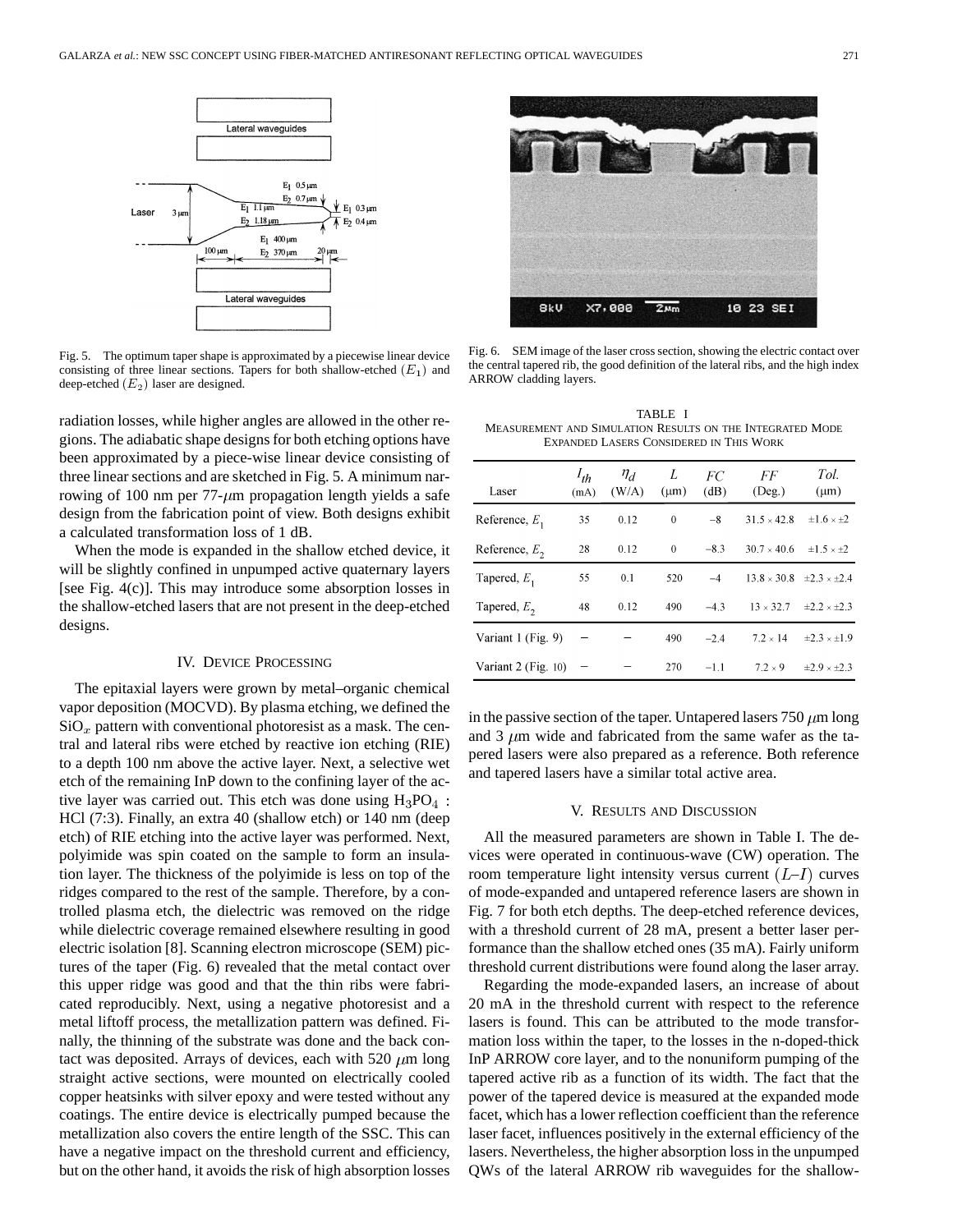Fig. 5. The optimum taper shape is approximated by a piecewise linear device consisting of three linear sections. Tapers for both shallow-etched $(E_1)$ and deep-etched $(E_2)$ laser are designed.

Fig. 6. SEM image of the laser cross section, showing the electric contact over the central tapered rib, the good definition of the lateral ribs, and the high index ARROW cladding layers.

radiation losses, while higher angles are allowed in the other regions. The adiabatic shape designs for both etching options have been approximated by a piece-wise linear device consisting of three linear sections and are sketched in Fig. 5. A minimum narrowing of 100 nm per 77-$\mu$m propagation length yields a safe design from the fabrication point of view. Both designs exhibit a calculated transformation loss of 1 dB.

When the mode is expanded in the shallow etched device, it will be slightly confined in unpumped active quaternary layers [see Fig. 4(c)]. This may introduce some absorption losses in the shallow-etched lasers that are not present in the deep-etched designs.

## IV. Device Processing

The epitaxial layers were grown by metal–organic chemical vapor deposition (MOCVD). By plasma etching, we defined the $SiO_x$ pattern with conventional photoresist as a mask. The central and lateral ribs were etched by reactive ion etching (RIE) to a depth 100 nm above the active layer. Next, a selective wet etch of the remaining InP down to the confining layer of the active layer was carried out. This etch was done using $H_3PO_4$ : HCl (7:3). Finally, an extra 40 (shallow etch) or 140 nm (deep etch) of RIE etching into the active layer was performed. Next, polyimide was spin coated on the sample to form an insulation layer. The thickness of the polyimide is less on top of the ridges compared to the rest of the sample. Therefore, by a controlled plasma etch, the dielectric was removed on the ridge while dielectric coverage remained elsewhere resulting in good electric isolation [8]. Scanning electron microscope (SEM) pictures of the taper (Fig. 6) revealed that the metal contact over this upper ridge was good and that the thin ribs were fabricated reproducibly. Next, using a negative photoresist and a metal liftoff process, the metallization pattern was defined. Finally, the thinning of the substrate was done and the back contact was deposited. Arrays of devices, each with 520 $\mu$m long straight active sections, were mounted on electrically cooled copper heatsinks with silver epoxy and were tested without any coatings. The entire device is electrically pumped because the metallization also covers the entire length of the SSC. This can have a negative impact on the threshold current and efficiency, but on the other hand, it avoids the risk of high absorption losses in the passive section of the taper. Untapered lasers 750 $\mu$m long and 3 $\mu$m wide and fabricated from the same wafer as the tapered lasers were also prepared as a reference. Both reference and tapered lasers have a similar total active area.

TABLE I
Measurement and Simulation Results on the Integrated Mode Expanded Lasers Considered in This Work

| Laser | $I_{th}$ (mA) | $\eta_d$ (W/A) | $L$ ($\mu$m) | $FC$ (dB) | $FF$ (Deg.) | $Tol.$ ($\mu$m) |
|---|---|---|---|---|---|---|
| Reference, $E_1$ | 35 | 0.12 | 0 | −8 | $31.5 \times 42.8$ | $\pm 1.6 \times \pm 2$ |
| Reference, $E_2$ | 28 | 0.12 | 0 | −8.3 | $30.7 \times 40.6$ | $\pm 1.5 \times \pm 2$ |
| Tapered, $E_1$ | 55 | 0.1 | 520 | −4 | $13.8 \times 30.8$ | $\pm 2.3 \times \pm 2.4$ |
| Tapered, $E_2$ | 48 | 0.12 | 490 | −4.3 | $13 \times 32.7$ | $\pm 2.2 \times \pm 2.3$ |
| Variant 1 (Fig. 9) | – | – | 490 | −2.4 | $7.2 \times 14$ | $\pm 2.3 \times \pm 1.9$ |
| Variant 2 (Fig. 10) | – | – | 270 | −1.1 | $7.2 \times 9$ | $\pm 2.9 \times \pm 2.3$ |

## V. Results and Discussion

All the measured parameters are shown in Table I. The devices were operated in continuous-wave (CW) operation. The room temperature light intensity versus current $(L–I)$ curves of mode-expanded and untapered reference lasers are shown in Fig. 7 for both etch depths. The deep-etched reference devices, with a threshold current of 28 mA, present a better laser performance than the shallow etched ones (35 mA). Fairly uniform threshold current distributions were found along the laser array.

Regarding the mode-expanded lasers, an increase of about 20 mA in the threshold current with respect to the reference lasers is found. This can be attributed to the mode transformation loss within the taper, to the losses in the n-doped-thick InP ARROW core layer, and to the nonuniform pumping of the tapered active rib as a function of its width. The fact that the power of the tapered device is measured at the expanded mode facet, which has a lower reflection coefficient than the reference laser facet, influences positively in the external efficiency of the lasers. Nevertheless, the higher absorption loss in the unpumped QWs of the lateral ARROW rib waveguides for the shallow-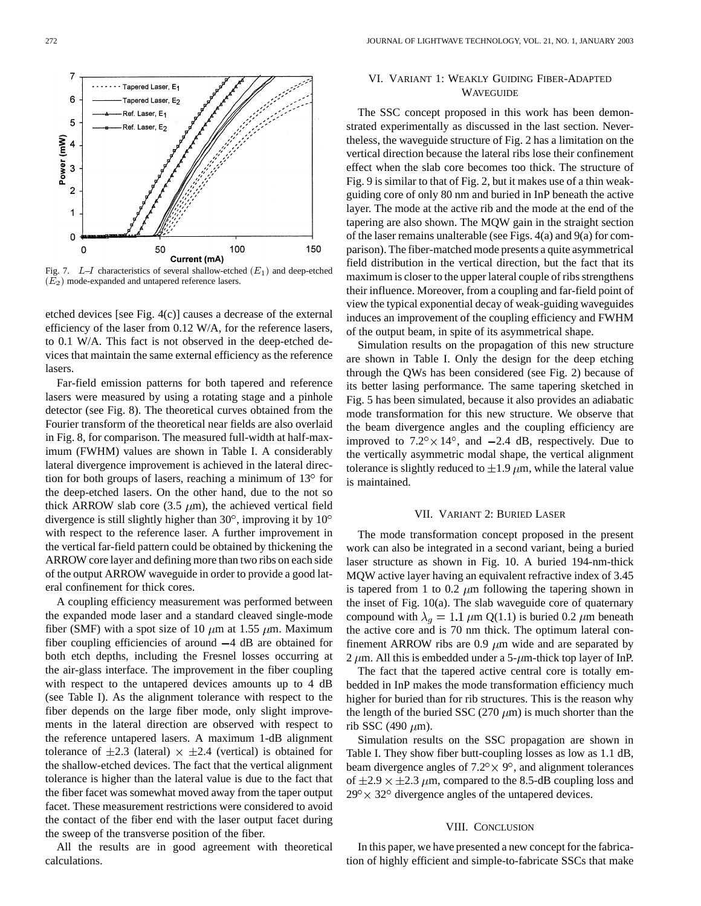Fig. 7. $L$–$I$ characteristics of several shallow-etched ($E_1$) and deep-etched ($E_2$) mode-expanded and untapered reference lasers.

etched devices [see Fig. 4(c)] causes a decrease of the external efficiency of the laser from 0.12 W/A, for the reference lasers, to 0.1 W/A. This fact is not observed in the deep-etched devices that maintain the same external efficiency as the reference lasers.

Far-field emission patterns for both tapered and reference lasers were measured by using a rotating stage and a pinhole detector (see Fig. 8). The theoretical curves obtained from the Fourier transform of the theoretical near fields are also overlaid in Fig. 8, for comparison. The measured full-width at half-maximum (FWHM) values are shown in Table I. A considerably lateral divergence improvement is achieved in the lateral direction for both groups of lasers, reaching a minimum of 13° for the deep-etched lasers. On the other hand, due to the not so thick ARROW slab core (3.5 $\mu$m), the achieved vertical field divergence is still slightly higher than 30°, improving it by 10° with respect to the reference laser. A further improvement in the vertical far-field pattern could be obtained by thickening the ARROW core layer and defining more than two ribs on each side of the output ARROW waveguide in order to provide a good lateral confinement for thick cores.

A coupling efficiency measurement was performed between the expanded mode laser and a standard cleaved single-mode fiber (SMF) with a spot size of 10 $\mu$m at 1.55 $\mu$m. Maximum fiber coupling efficiencies of around $-4$ dB are obtained for both etch depths, including the Fresnel losses occurring at the air-glass interface. The improvement in the fiber coupling with respect to the untapered devices amounts up to 4 dB (see Table I). As the alignment tolerance with respect to the fiber depends on the large fiber mode, only slight improvements in the lateral direction are observed with respect to the reference untapered lasers. A maximum 1-dB alignment tolerance of $\pm 2.3$ (lateral) $\times$ $\pm 2.4$ (vertical) is obtained for the shallow-etched devices. The fact that the vertical alignment tolerance is higher than the lateral value is due to the fact that the fiber facet was somewhat moved away from the taper output facet. These measurement restrictions were considered to avoid the contact of the fiber end with the laser output facet during the sweep of the transverse position of the fiber.

All the results are in good agreement with theoretical calculations.

## VI. Variant 1: Weakly Guiding Fiber-Adapted Waveguide

The SSC concept proposed in this work has been demonstrated experimentally as discussed in the last section. Nevertheless, the waveguide structure of Fig. 2 has a limitation on the vertical direction because the lateral ribs lose their confinement effect when the slab core becomes too thick. The structure of Fig. 9 is similar to that of Fig. 2, but it makes use of a thin weak-guiding core of only 80 nm and buried in InP beneath the active layer. The mode at the active rib and the mode at the end of the tapering are also shown. The MQW gain in the straight section of the laser remains unalterable (see Figs. 4(a) and 9(a) for comparison). The fiber-matched mode presents a quite asymmetrical field distribution in the vertical direction, but the fact that its maximum is closer to the upper lateral couple of ribs strengthens their influence. Moreover, from a coupling and far-field point of view the typical exponential decay of weak-guiding waveguides induces an improvement of the coupling efficiency and FWHM of the output beam, in spite of its asymmetrical shape.

Simulation results on the propagation of this new structure are shown in Table I. Only the design for the deep etching through the QWs has been considered (see Fig. 2) because of its better lasing performance. The same tapering sketched in Fig. 5 has been simulated, because it also provides an adiabatic mode transformation for this new structure. We observe that the beam divergence angles and the coupling efficiency are improved to 7.2° $\times$ 14°, and $-2.4$ dB, respectively. Due to the vertically asymmetric modal shape, the vertical alignment tolerance is slightly reduced to $\pm 1.9$ $\mu$m, while the lateral value is maintained.

## VII. Variant 2: Buried Laser

The mode transformation concept proposed in the present work can also be integrated in a second variant, being a buried laser structure as shown in Fig. 10. A buried 194-nm-thick MQW active layer having an equivalent refractive index of 3.45 is tapered from 1 to 0.2 $\mu$m following the tapering shown in the inset of Fig. 10(a). The slab waveguide core of quaternary compound with $\lambda_g = 1.1$ $\mu$m Q(1.1) is buried 0.2 $\mu$m beneath the active core and is 70 nm thick. The optimum lateral confinement ARROW ribs are 0.9 $\mu$m wide and are separated by 2 $\mu$m. All this is embedded under a 5-$\mu$m-thick top layer of InP.

The fact that the tapered active central core is totally embedded in InP makes the mode transformation efficiency much higher for buried than for rib structures. This is the reason why the length of the buried SSC (270 $\mu$m) is much shorter than the rib SSC (490 $\mu$m).

Simulation results on the SSC propagation are shown in Table I. They show fiber butt-coupling losses as low as 1.1 dB, beam divergence angles of 7.2° $\times$ 9°, and alignment tolerances of $\pm 2.9 \times \pm 2.3$ $\mu$m, compared to the 8.5-dB coupling loss and 29° $\times$ 32° divergence angles of the untapered devices.

## VIII. Conclusion

In this paper, we have presented a new concept for the fabrication of highly efficient and simple-to-fabricate SSCs that make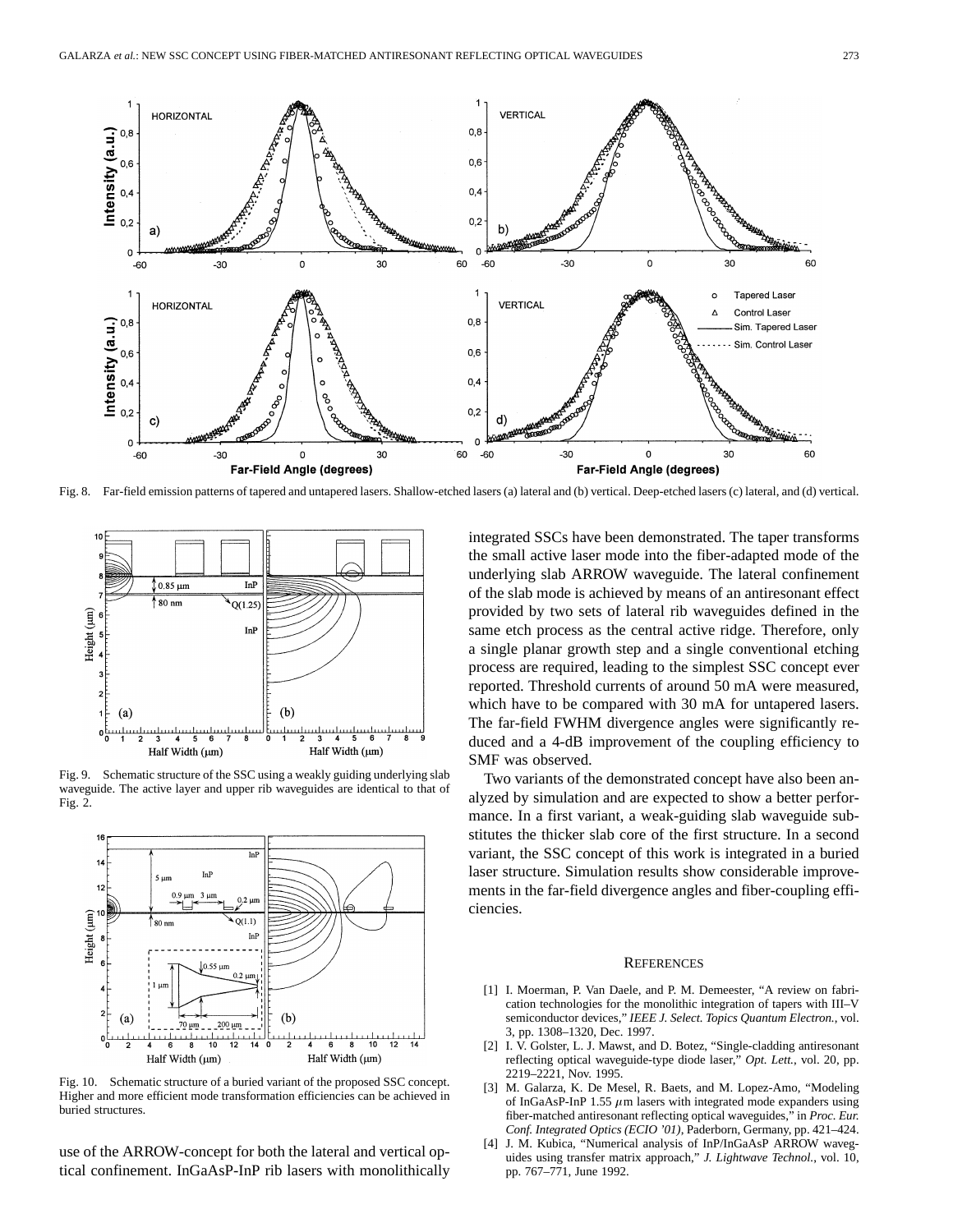Fig. 8. Far-field emission patterns of tapered and untapered lasers. Shallow-etched lasers (a) lateral and (b) vertical. Deep-etched lasers (c) lateral, and (d) vertical.

Fig. 9. Schematic structure of the SSC using a weakly guiding underlying slab waveguide. The active layer and upper rib waveguides are identical to that of Fig. 2.

Fig. 10. Schematic structure of a buried variant of the proposed SSC concept. Higher and more efficient mode transformation efficiencies can be achieved in buried structures.

use of the ARROW-concept for both the lateral and vertical optical confinement. InGaAsP-InP rib lasers with monolithically integrated SSCs have been demonstrated. The taper transforms the small active laser mode into the fiber-adapted mode of the underlying slab ARROW waveguide. The lateral confinement of the slab mode is achieved by means of an antiresonant effect provided by two sets of lateral rib waveguides defined in the same etch process as the central active ridge. Therefore, only a single planar growth step and a single conventional etching process are required, leading to the simplest SSC concept ever reported. Threshold currents of around 50 mA were measured, which have to be compared with 30 mA for untapered lasers. The far-field FWHM divergence angles were significantly reduced and a 4-dB improvement of the coupling efficiency to SMF was observed.

Two variants of the demonstrated concept have also been analyzed by simulation and are expected to show a better performance. In a first variant, a weak-guiding slab waveguide substitutes the thicker slab core of the first structure. In a second variant, the SSC concept of this work is integrated in a buried laser structure. Simulation results show considerable improvements in the far-field divergence angles and fiber-coupling efficiencies.

## References

[1] I. Moerman, P. Van Daele, and P. M. Demeester, "A review on fabrication technologies for the monolithic integration of tapers with III–V semiconductor devices," *IEEE J. Select. Topics Quantum Electron.*, vol. 3, pp. 1308–1320, Dec. 1997.

[2] I. V. Golster, L. J. Mawst, and D. Botez, "Single-cladding antiresonant reflecting optical waveguide-type diode laser," *Opt. Lett.*, vol. 20, pp. 2219–2221, Nov. 1995.

[3] M. Galarza, K. De Mesel, R. Baets, and M. Lopez-Amo, "Modeling of InGaAsP-InP 1.55 $\mu$m lasers with integrated mode expanders using fiber-matched antiresonant reflecting optical waveguides," in *Proc. Eur. Conf. Integrated Optics (ECIO '01)*, Paderborn, Germany, pp. 421–424.

[4] J. M. Kubica, "Numerical analysis of InP/InGaAsP ARROW waveguides using transfer matrix approach," *J. Lightwave Technol.*, vol. 10, pp. 767–771, June 1992.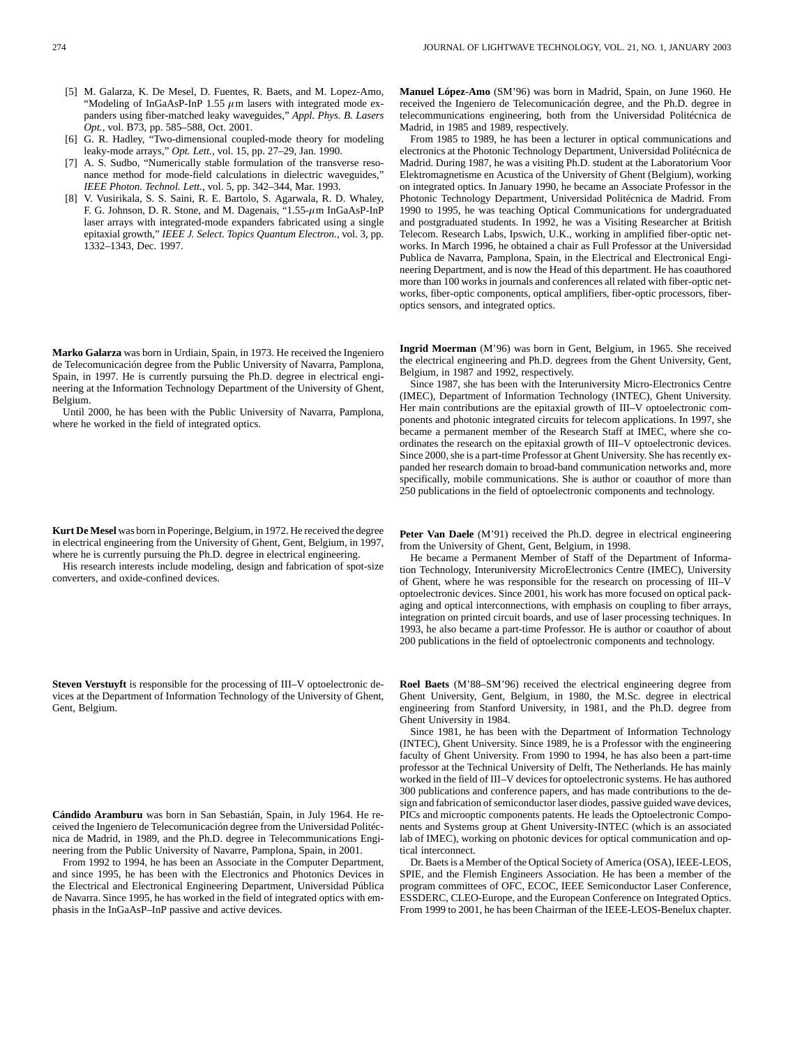[5] M. Galarza, K. De Mesel, D. Fuentes, R. Baets, and M. Lopez-Amo, "Modeling of InGaAsP-InP 1.55 $\mu$m lasers with integrated mode expanders using fiber-matched leaky waveguides," *Appl. Phys. B. Lasers Opt.*, vol. B73, pp. 585–588, Oct. 2001.

[6] G. R. Hadley, "Two-dimensional coupled-mode theory for modeling leaky-mode arrays," *Opt. Lett.*, vol. 15, pp. 27–29, Jan. 1990.

[7] A. S. Sudbo, "Numerically stable formulation of the transverse resonance method for mode-field calculations in dielectric waveguides," *IEEE Photon. Technol. Lett.*, vol. 5, pp. 342–344, Mar. 1993.

[8] V. Vusirikala, S. S. Saini, R. E. Bartolo, S. Agarwala, R. D. Whaley, F. G. Johnson, D. R. Stone, and M. Dagenais, "1.55-$\mu$m InGaAsP-InP laser arrays with integrated-mode expanders fabricated using a single epitaxial growth," *IEEE J. Select. Topics Quantum Electron.*, vol. 3, pp. 1332–1343, Dec. 1997.

**Marko Galarza** was born in Urdiain, Spain, in 1973. He received the Ingeniero de Telecomunicación degree from the Public University of Navarra, Pamplona, Spain, in 1997. He is currently pursuing the Ph.D. degree in electrical engineering at the Information Technology Department of the University of Ghent, Belgium.

Until 2000, he has been with the Public University of Navarra, Pamplona, where he worked in the field of integrated optics.

**Kurt De Mesel** was born in Poperinge, Belgium, in 1972. He received the degree in electrical engineering from the University of Ghent, Gent, Belgium, in 1997, where he is currently pursuing the Ph.D. degree in electrical engineering.

His research interests include modeling, design and fabrication of spot-size converters, and oxide-confined devices.

**Steven Verstuyft** is responsible for the processing of III–V optoelectronic devices at the Department of Information Technology of the University of Ghent, Gent, Belgium.

**Cándido Aramburu** was born in San Sebastián, Spain, in July 1964. He received the Ingeniero de Telecomunicación degree from the Universidad Politécnica de Madrid, in 1989, and the Ph.D. degree in Telecommunications Engineering from the Public University of Navarre, Pamplona, Spain, in 2001.

From 1992 to 1994, he has been an Associate in the Computer Department, and since 1995, he has been with the Electronics and Photonics Devices in the Electrical and Electronical Engineering Department, Universidad Pública de Navarra. Since 1995, he has worked in the field of integrated optics with emphasis in the InGaAsP–InP passive and active devices.

**Manuel López-Amo** (SM'96) was born in Madrid, Spain, on June 1960. He received the Ingeniero de Telecomunicación degree, and the Ph.D. degree in telecommunications engineering, both from the Universidad Politécnica de Madrid, in 1985 and 1989, respectively.

From 1985 to 1989, he has been a lecturer in optical communications and electronics at the Photonic Technology Department, Universidad Politécnica de Madrid. During 1987, he was a visiting Ph.D. student at the Laboratorium Voor Elektromagnetisme en Acustica of the University of Ghent (Belgium), working on integrated optics. In January 1990, he became an Associate Professor in the Photonic Technology Department, Universidad Politécnica de Madrid. From 1990 to 1995, he was teaching Optical Communications for undergraduated and postgraduated students. In 1992, he was a Visiting Researcher at British Telecom. Research Labs, Ipswich, U.K., working in amplified fiber-optic networks. In March 1996, he obtained a chair as Full Professor at the Universidad Publica de Navarra, Pamplona, Spain, in the Electrical and Electronical Engineering Department, and is now the Head of this department. He has coauthored more than 100 works in journals and conferences all related with fiber-optic networks, fiber-optic components, optical amplifiers, fiber-optic processors, fiber-optics sensors, and integrated optics.

**Ingrid Moerman** (M'96) was born in Gent, Belgium, in 1965. She received the electrical engineering and Ph.D. degrees from the Ghent University, Gent, Belgium, in 1987 and 1992, respectively.

Since 1987, she has been with the Interuniversity Micro-Electronics Centre (IMEC), Department of Information Technology (INTEC), Ghent University. Her main contributions are the epitaxial growth of III–V optoelectronic components and photonic integrated circuits for telecom applications. In 1997, she became a permanent member of the Research Staff at IMEC, where she coordinates the research on the epitaxial growth of III–V optoelectronic devices. Since 2000, she is a part-time Professor at Ghent University. She has recently expanded her research domain to broad-band communication networks and, more specifically, mobile communications. She is author or coauthor of more than 250 publications in the field of optoelectronic components and technology.

**Peter Van Daele** (M'91) received the Ph.D. degree in electrical engineering from the University of Ghent, Gent, Belgium, in 1998.

He became a Permanent Member of Staff of the Department of Information Technology, Interuniversity MicroElectronics Centre (IMEC), University of Ghent, where he was responsible for the research on processing of III–V optoelectronic devices. Since 2001, his work has more focused on optical packaging and optical interconnections, with emphasis on coupling to fiber arrays, integration on printed circuit boards, and use of laser processing techniques. In 1993, he also became a part-time Professor. He is author or coauthor of about 200 publications in the field of optoelectronic components and technology.

**Roel Baets** (M'88–SM'96) received the electrical engineering degree from Ghent University, Gent, Belgium, in 1980, the M.Sc. degree in electrical engineering from Stanford University, in 1981, and the Ph.D. degree from Ghent University in 1984.

Since 1981, he has been with the Department of Information Technology (INTEC), Ghent University. Since 1989, he is a Professor with the engineering faculty of Ghent University. From 1990 to 1994, he has also been a part-time professor at the Technical University of Delft, The Netherlands. He has mainly worked in the field of III–V devices for optoelectronic systems. He has authored 300 publications and conference papers, and has made contributions to the design and fabrication of semiconductor laser diodes, passive guided wave devices, PICs and microoptic components patents. He leads the Optoelectronic Components and Systems group at Ghent University-INTEC (which is an associated lab of IMEC), working on photonic devices for optical communication and optical interconnect.

Dr. Baets is a Member of the Optical Society of America (OSA), IEEE-LEOS, SPIE, and the Flemish Engineers Association. He has been a member of the program committees of OFC, ECOC, IEEE Semiconductor Laser Conference, ESSDERC, CLEO-Europe, and the European Conference on Integrated Optics. From 1999 to 2001, he has been Chairman of the IEEE-LEOS-Benelux chapter.